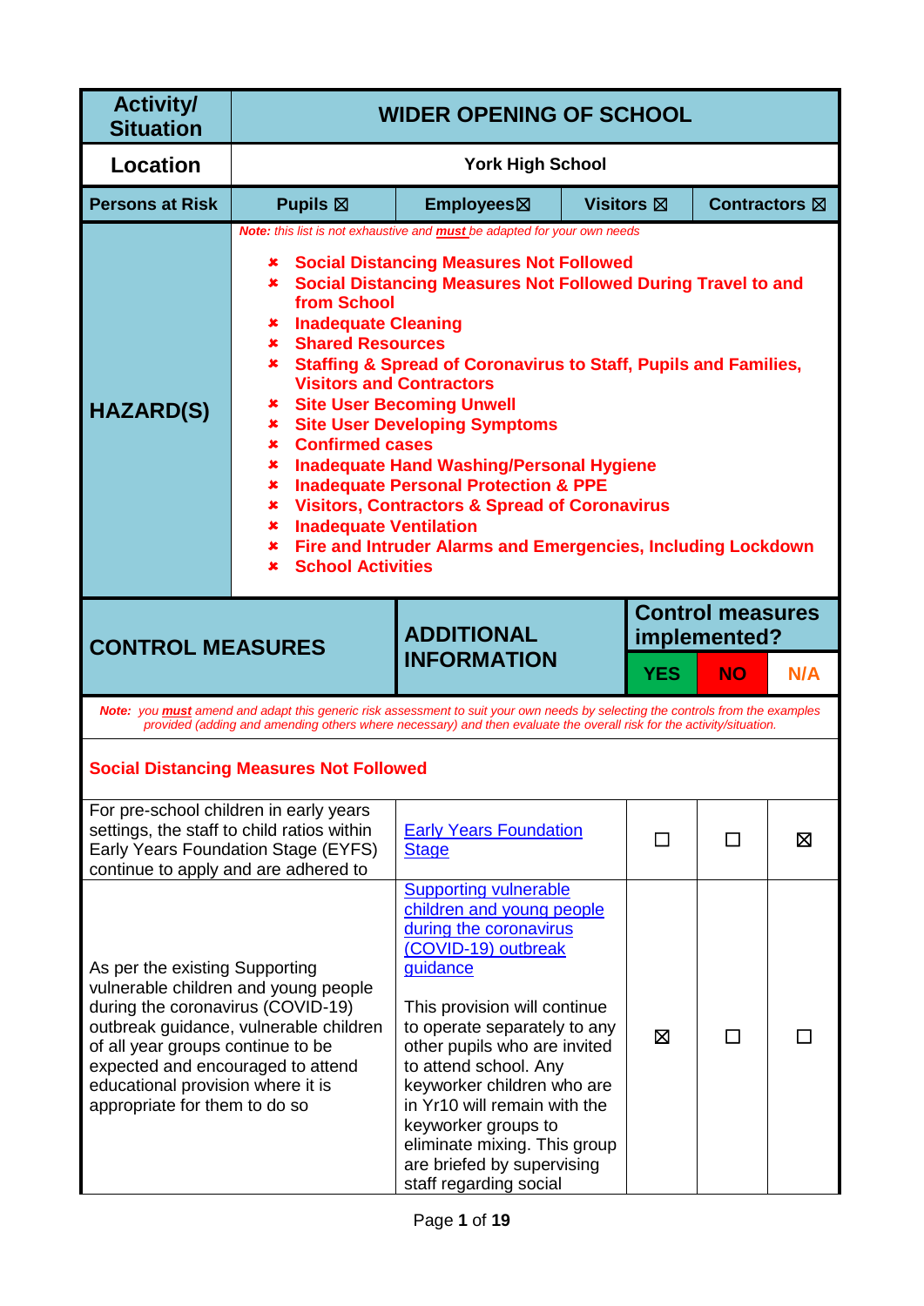| Activity/ Situation | WIDER OPENING OF SCHOOL | | | |
|---|---|---|---|---|
| Location | York High School | | | |
| Persons at Risk | Pupils ☒ | Employees☒ | Visitors ☒ | Contractors ☒ |

**HAZARD(S)**

*Note: this list is not exhaustive and **must** be adapted for your own needs*

- **Social Distancing Measures Not Followed**
- **Social Distancing Measures Not Followed During Travel to and from School**
- **Inadequate Cleaning**
- **Shared Resources**
- **Staffing & Spread of Coronavirus to Staff, Pupils and Families, Visitors and Contractors**
- **Site User Becoming Unwell**
- **Site User Developing Symptoms**
- **Confirmed cases**
- **Inadequate Hand Washing/Personal Hygiene**
- **Inadequate Personal Protection & PPE**
- **Visitors, Contractors & Spread of Coronavirus**
- **Inadequate Ventilation**
- **Fire and Intruder Alarms and Emergencies, Including Lockdown**
- **School Activities**

| CONTROL MEASURES | ADDITIONAL INFORMATION | Control measures implemented? YES | NO | N/A |
|---|---|---|---|---|
| *Note: you **must** amend and adapt this generic risk assessment to suit your own needs by selecting the controls from the examples provided (adding and amending others where necessary) and then evaluate the overall risk for the activity/situation.* | | | | |
| **Social Distancing Measures Not Followed** | | | | |
| For pre-school children in early years settings, the staff to child ratios within Early Years Foundation Stage (EYFS) continue to apply and are adhered to | Early Years Foundation Stage | ☐ | ☐ | ☒ |
| As per the existing Supporting vulnerable children and young people during the coronavirus (COVID-19) outbreak guidance, vulnerable children of all year groups continue to be expected and encouraged to attend educational provision where it is appropriate for them to do so | Supporting vulnerable children and young people during the coronavirus (COVID-19) outbreak guidance<br><br>This provision will continue to operate separately to any other pupils who are invited to attend school. Any keyworker children who are in Yr10 will remain with the keyworker groups to eliminate mixing. This group are briefed by supervising staff regarding social | ☒ | ☐ | ☐ |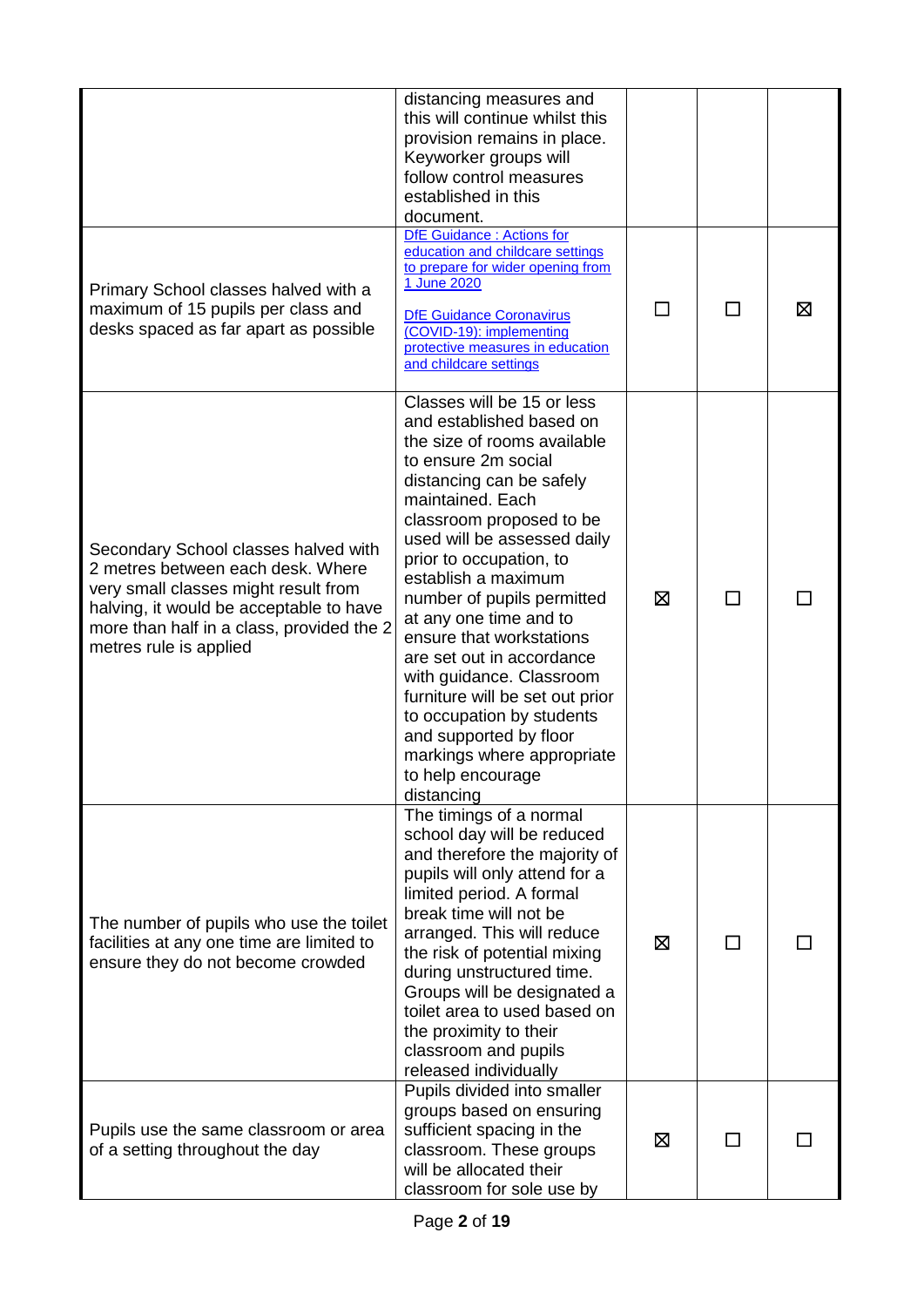| | | | | |
|---|---|---|---|---|
| | distancing measures and this will continue whilst this provision remains in place. Keyworker groups will follow control measures established in this document. | | | |
| Primary School classes halved with a maximum of 15 pupils per class and desks spaced as far apart as possible | DfE Guidance : Actions for education and childcare settings to prepare for wider opening from 1 June 2020<br><br>DfE Guidance Coronavirus (COVID-19): implementing protective measures in education and childcare settings | ☐ | ☐ | ☒ |
| Secondary School classes halved with 2 metres between each desk. Where very small classes might result from halving, it would be acceptable to have more than half in a class, provided the 2 metres rule is applied | Classes will be 15 or less and established based on the size of rooms available to ensure 2m social distancing can be safely maintained. Each classroom proposed to be used will be assessed daily prior to occupation, to establish a maximum number of pupils permitted at any one time and to ensure that workstations are set out in accordance with guidance. Classroom furniture will be set out prior to occupation by students and supported by floor markings where appropriate to help encourage distancing | ☒ | ☐ | ☐ |
| The number of pupils who use the toilet facilities at any one time are limited to ensure they do not become crowded | The timings of a normal school day will be reduced and therefore the majority of pupils will only attend for a limited period. A formal break time will not be arranged. This will reduce the risk of potential mixing during unstructured time. Groups will be designated a toilet area to used based on the proximity to their classroom and pupils released individually | ☒ | ☐ | ☐ |
| Pupils use the same classroom or area of a setting throughout the day | Pupils divided into smaller groups based on ensuring sufficient spacing in the classroom. These groups will be allocated their classroom for sole use by | ☒ | ☐ | ☐ |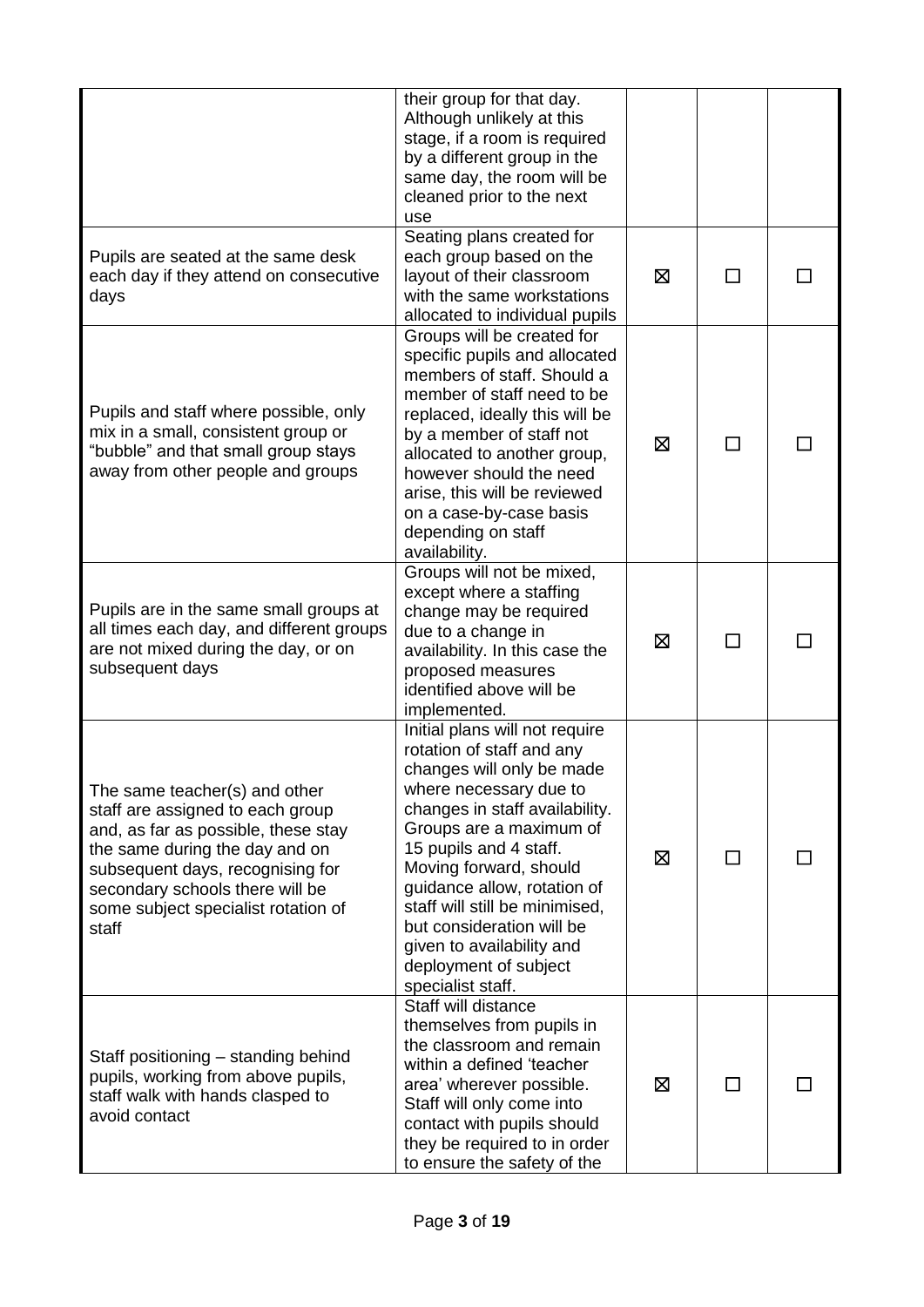| | | | | |
|---|---|---|---|---|
| | their group for that day. Although unlikely at this stage, if a room is required by a different group in the same day, the room will be cleaned prior to the next use | | | |
| Pupils are seated at the same desk each day if they attend on consecutive days | Seating plans created for each group based on the layout of their classroom with the same workstations allocated to individual pupils | ☒ | ☐ | ☐ |
| Pupils and staff where possible, only mix in a small, consistent group or "bubble" and that small group stays away from other people and groups | Groups will be created for specific pupils and allocated members of staff. Should a member of staff need to be replaced, ideally this will be by a member of staff not allocated to another group, however should the need arise, this will be reviewed on a case-by-case basis depending on staff availability. | ☒ | ☐ | ☐ |
| Pupils are in the same small groups at all times each day, and different groups are not mixed during the day, or on subsequent days | Groups will not be mixed, except where a staffing change may be required due to a change in availability. In this case the proposed measures identified above will be implemented. | ☒ | ☐ | ☐ |
| The same teacher(s) and other staff are assigned to each group and, as far as possible, these stay the same during the day and on subsequent days, recognising for secondary schools there will be some subject specialist rotation of staff | Initial plans will not require rotation of staff and any changes will only be made where necessary due to changes in staff availability. Groups are a maximum of 15 pupils and 4 staff. Moving forward, should guidance allow, rotation of staff will still be minimised, but consideration will be given to availability and deployment of subject specialist staff. | ☒ | ☐ | ☐ |
| Staff positioning – standing behind pupils, working from above pupils, staff walk with hands clasped to avoid contact | Staff will distance themselves from pupils in the classroom and remain within a defined 'teacher area' wherever possible. Staff will only come into contact with pupils should they be required to in order to ensure the safety of the | ☒ | ☐ | ☐ |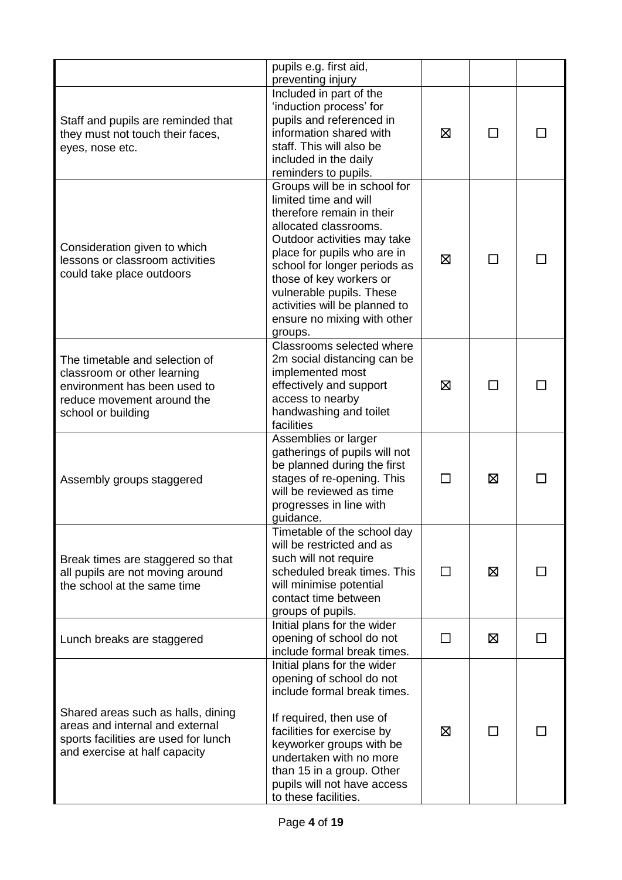| | | | | |
|---|---|---|---|---|
| | pupils e.g. first aid, preventing injury | | | |
| Staff and pupils are reminded that they must not touch their faces, eyes, nose etc. | Included in part of the 'induction process' for pupils and referenced in information shared with staff. This will also be included in the daily reminders to pupils. | ☒ | ☐ | ☐ |
| Consideration given to which lessons or classroom activities could take place outdoors | Groups will be in school for limited time and will therefore remain in their allocated classrooms. Outdoor activities may take place for pupils who are in school for longer periods as those of key workers or vulnerable pupils. These activities will be planned to ensure no mixing with other groups. | ☒ | ☐ | ☐ |
| The timetable and selection of classroom or other learning environment has been used to reduce movement around the school or building | Classrooms selected where 2m social distancing can be implemented most effectively and support access to nearby handwashing and toilet facilities | ☒ | ☐ | ☐ |
| Assembly groups staggered | Assemblies or larger gatherings of pupils will not be planned during the first stages of re-opening. This will be reviewed as time progresses in line with guidance. | ☐ | ☒ | ☐ |
| Break times are staggered so that all pupils are not moving around the school at the same time | Timetable of the school day will be restricted and as such will not require scheduled break times. This will minimise potential contact time between groups of pupils. | ☐ | ☒ | ☐ |
| Lunch breaks are staggered | Initial plans for the wider opening of school do not include formal break times. | ☐ | ☒ | ☐ |
| Shared areas such as halls, dining areas and internal and external sports facilities are used for lunch and exercise at half capacity | Initial plans for the wider opening of school do not include formal break times.<br><br>If required, then use of facilities for exercise by keyworker groups with be undertaken with no more than 15 in a group. Other pupils will not have access to these facilities. | ☒ | ☐ | ☐ |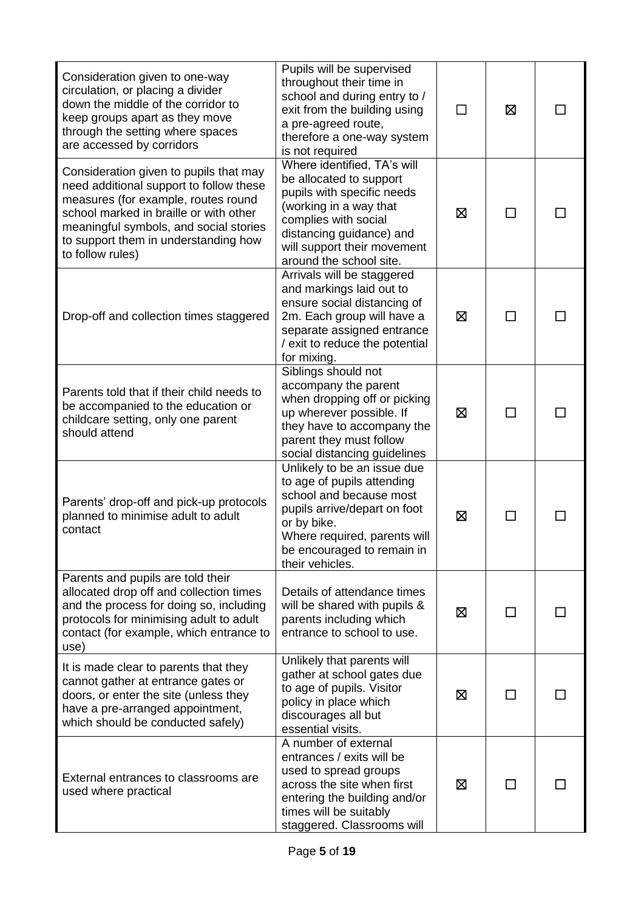| | | | | |
|---|---|---|---|---|
| Consideration given to one-way circulation, or placing a divider down the middle of the corridor to keep groups apart as they move through the setting where spaces are accessed by corridors | Pupils will be supervised throughout their time in school and during entry to / exit from the building using a pre-agreed route, therefore a one-way system is not required | ☐ | ☒ | ☐ |
| Consideration given to pupils that may need additional support to follow these measures (for example, routes round school marked in braille or with other meaningful symbols, and social stories to support them in understanding how to follow rules) | Where identified, TA's will be allocated to support pupils with specific needs (working in a way that complies with social distancing guidance) and will support their movement around the school site. | ☒ | ☐ | ☐ |
| Drop-off and collection times staggered | Arrivals will be staggered and markings laid out to ensure social distancing of 2m. Each group will have a separate assigned entrance / exit to reduce the potential for mixing. | ☒ | ☐ | ☐ |
| Parents told that if their child needs to be accompanied to the education or childcare setting, only one parent should attend | Siblings should not accompany the parent when dropping off or picking up wherever possible. If they have to accompany the parent they must follow social distancing guidelines | ☒ | ☐ | ☐ |
| Parents' drop-off and pick-up protocols planned to minimise adult to adult contact | Unlikely to be an issue due to age of pupils attending school and because most pupils arrive/depart on foot or by bike.<br>Where required, parents will be encouraged to remain in their vehicles. | ☒ | ☐ | ☐ |
| Parents and pupils are told their allocated drop off and collection times and the process for doing so, including protocols for minimising adult to adult contact (for example, which entrance to use) | Details of attendance times will be shared with pupils & parents including which entrance to school to use. | ☒ | ☐ | ☐ |
| It is made clear to parents that they cannot gather at entrance gates or doors, or enter the site (unless they have a pre-arranged appointment, which should be conducted safely) | Unlikely that parents will gather at school gates due to age of pupils. Visitor policy in place which discourages all but essential visits. | ☒ | ☐ | ☐ |
| External entrances to classrooms are used where practical | A number of external entrances / exits will be used to spread groups across the site when first entering the building and/or times will be suitably staggered. Classrooms will | ☒ | ☐ | ☐ |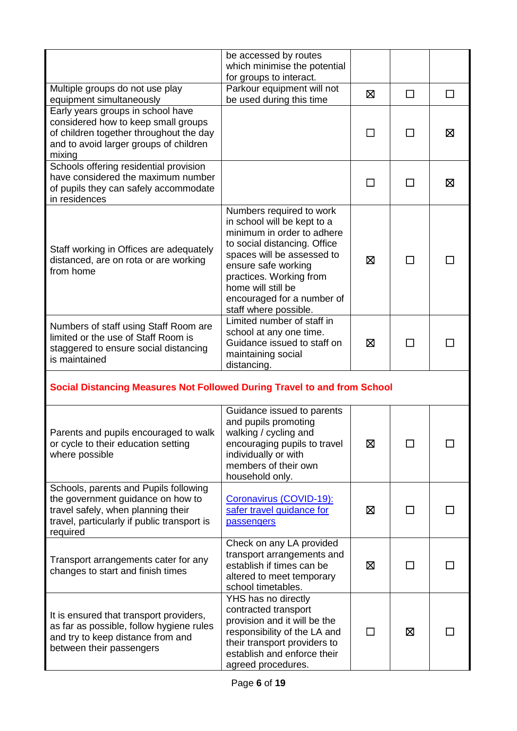| | | | | |
|---|---|---|---|---|
| | be accessed by routes which minimise the potential for groups to interact. | | | |
| Multiple groups do not use play equipment simultaneously | Parkour equipment will not be used during this time | ☒ | ☐ | ☐ |
| Early years groups in school have considered how to keep small groups of children together throughout the day and to avoid larger groups of children mixing | | ☐ | ☐ | ☒ |
| Schools offering residential provision have considered the maximum number of pupils they can safely accommodate in residences | | ☐ | ☐ | ☒ |
| Staff working in Offices are adequately distanced, are on rota or are working from home | Numbers required to work in school will be kept to a minimum in order to adhere to social distancing. Office spaces will be assessed to ensure safe working practices. Working from home will still be encouraged for a number of staff where possible. | ☒ | ☐ | ☐ |
| Numbers of staff using Staff Room are limited or the use of Staff Room is staggered to ensure social distancing is maintained | Limited number of staff in school at any one time. Guidance issued to staff on maintaining social distancing. | ☒ | ☐ | ☐ |
| **Social Distancing Measures Not Followed During Travel to and from School** | | | | |
| Parents and pupils encouraged to walk or cycle to their education setting where possible | Guidance issued to parents and pupils promoting walking / cycling and encouraging pupils to travel individually or with members of their own household only. | ☒ | ☐ | ☐ |
| Schools, parents and Pupils following the government guidance on how to travel safely, when planning their travel, particularly if public transport is required | [Coronavirus (COVID-19): safer travel guidance for passengers]() | ☒ | ☐ | ☐ |
| Transport arrangements cater for any changes to start and finish times | Check on any LA provided transport arrangements and establish if times can be altered to meet temporary school timetables. | ☒ | ☐ | ☐ |
| It is ensured that transport providers, as far as possible, follow hygiene rules and try to keep distance from and between their passengers | YHS has no directly contracted transport provision and it will be the responsibility of the LA and their transport providers to establish and enforce their agreed procedures. | ☐ | ☒ | ☐ |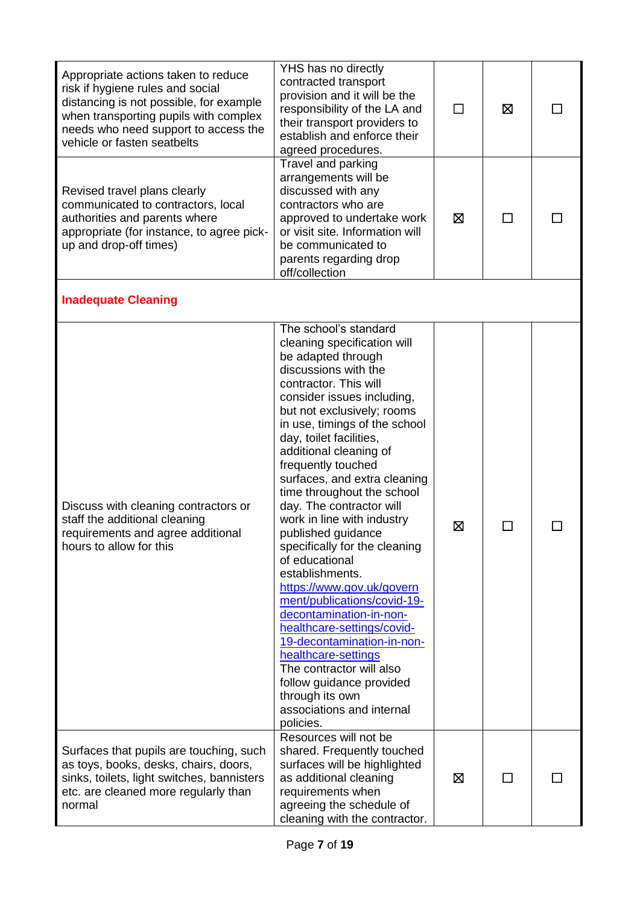| | | | | |
|---|---|---|---|---|
| Appropriate actions taken to reduce risk if hygiene rules and social distancing is not possible, for example when transporting pupils with complex needs who need support to access the vehicle or fasten seatbelts | YHS has no directly contracted transport provision and it will be the responsibility of the LA and their transport providers to establish and enforce their agreed procedures. | ☐ | ☒ | ☐ |
| Revised travel plans clearly communicated to contractors, local authorities and parents where appropriate (for instance, to agree pick-up and drop-off times) | Travel and parking arrangements will be discussed with any contractors who are approved to undertake work or visit site. Information will be communicated to parents regarding drop off/collection | ☒ | ☐ | ☐ |
| **Inadequate Cleaning** | | | | |
| Discuss with cleaning contractors or staff the additional cleaning requirements and agree additional hours to allow for this | The school's standard cleaning specification will be adapted through discussions with the contractor. This will consider issues including, but not exclusively; rooms in use, timings of the school day, toilet facilities, additional cleaning of frequently touched surfaces, and extra cleaning time throughout the school day. The contractor will work in line with industry published guidance specifically for the cleaning of educational establishments. https://www.gov.uk/government/publications/covid-19-decontamination-in-non-healthcare-settings/covid-19-decontamination-in-non-healthcare-settings The contractor will also follow guidance provided through its own associations and internal policies. | ☒ | ☐ | ☐ |
| Surfaces that pupils are touching, such as toys, books, desks, chairs, doors, sinks, toilets, light switches, bannisters etc. are cleaned more regularly than normal | Resources will not be shared. Frequently touched surfaces will be highlighted as additional cleaning requirements when agreeing the schedule of cleaning with the contractor. | ☒ | ☐ | ☐ |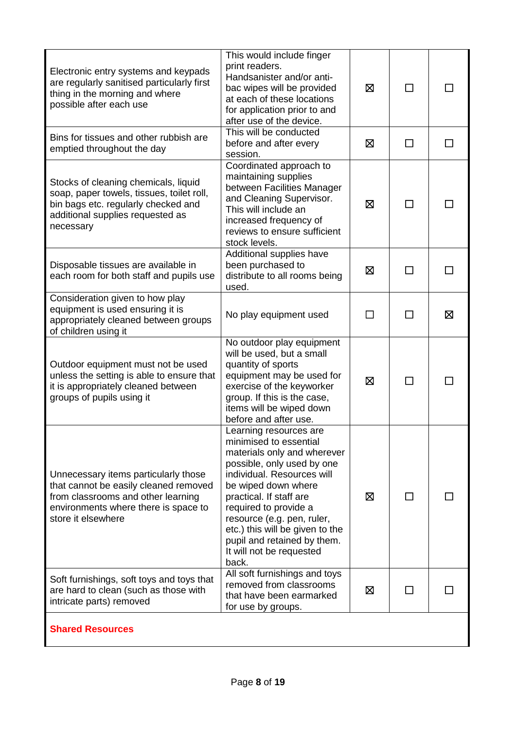| | | | | |
|---|---|---|---|---|
| Electronic entry systems and keypads are regularly sanitised particularly first thing in the morning and where possible after each use | This would include finger print readers. Handsanister and/or anti-bac wipes will be provided at each of these locations for application prior to and after use of the device. | ☒ | ☐ | ☐ |
| Bins for tissues and other rubbish are emptied throughout the day | This will be conducted before and after every session. | ☒ | ☐ | ☐ |
| Stocks of cleaning chemicals, liquid soap, paper towels, tissues, toilet roll, bin bags etc. regularly checked and additional supplies requested as necessary | Coordinated approach to maintaining supplies between Facilities Manager and Cleaning Supervisor. This will include an increased frequency of reviews to ensure sufficient stock levels. | ☒ | ☐ | ☐ |
| Disposable tissues are available in each room for both staff and pupils use | Additional supplies have been purchased to distribute to all rooms being used. | ☒ | ☐ | ☐ |
| Consideration given to how play equipment is used ensuring it is appropriately cleaned between groups of children using it | No play equipment used | ☐ | ☐ | ☒ |
| Outdoor equipment must not be used unless the setting is able to ensure that it is appropriately cleaned between groups of pupils using it | No outdoor play equipment will be used, but a small quantity of sports equipment may be used for exercise of the keyworker group. If this is the case, items will be wiped down before and after use. | ☒ | ☐ | ☐ |
| Unnecessary items particularly those that cannot be easily cleaned removed from classrooms and other learning environments where there is space to store it elsewhere | Learning resources are minimised to essential materials only and wherever possible, only used by one individual. Resources will be wiped down where practical. If staff are required to provide a resource (e.g. pen, ruler, etc.) this will be given to the pupil and retained by them. It will not be requested back. | ☒ | ☐ | ☐ |
| Soft furnishings, soft toys and toys that are hard to clean (such as those with intricate parts) removed | All soft furnishings and toys removed from classrooms that have been earmarked for use by groups. | ☒ | ☐ | ☐ |
| **Shared Resources** | | | | |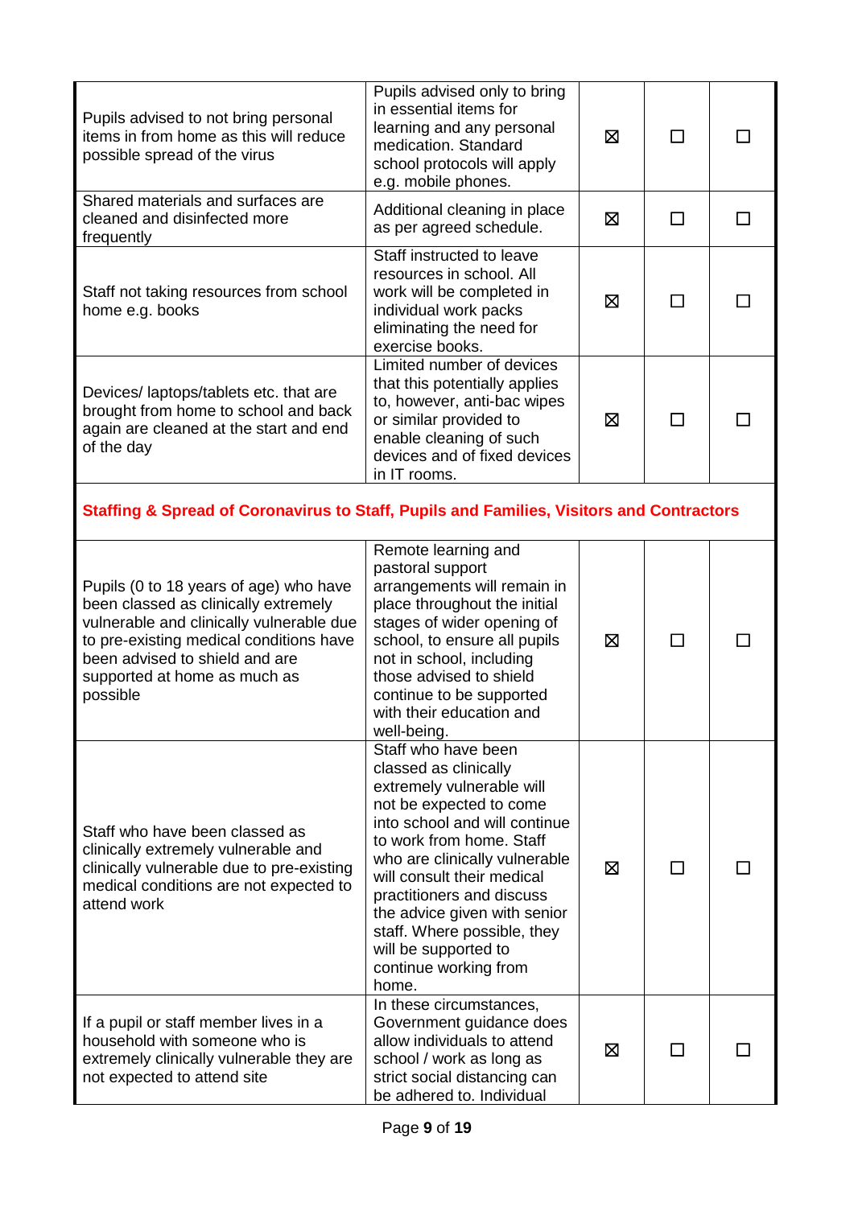| | | | | |
|---|---|---|---|---|
| Pupils advised to not bring personal items in from home as this will reduce possible spread of the virus | Pupils advised only to bring in essential items for learning and any personal medication. Standard school protocols will apply e.g. mobile phones. | ☒ | ☐ | ☐ |
| Shared materials and surfaces are cleaned and disinfected more frequently | Additional cleaning in place as per agreed schedule. | ☒ | ☐ | ☐ |
| Staff not taking resources from school home e.g. books | Staff instructed to leave resources in school. All work will be completed in individual work packs eliminating the need for exercise books. | ☒ | ☐ | ☐ |
| Devices/ laptops/tablets etc. that are brought from home to school and back again are cleaned at the start and end of the day | Limited number of devices that this potentially applies to, however, anti-bac wipes or similar provided to enable cleaning of such devices and of fixed devices in IT rooms. | ☒ | ☐ | ☐ |
| **Staffing & Spread of Coronavirus to Staff, Pupils and Families, Visitors and Contractors** | | | | |
| Pupils (0 to 18 years of age) who have been classed as clinically extremely vulnerable and clinically vulnerable due to pre-existing medical conditions have been advised to shield and are supported at home as much as possible | Remote learning and pastoral support arrangements will remain in place throughout the initial stages of wider opening of school, to ensure all pupils not in school, including those advised to shield continue to be supported with their education and well-being. | ☒ | ☐ | ☐ |
| Staff who have been classed as clinically extremely vulnerable and clinically vulnerable due to pre-existing medical conditions are not expected to attend work | Staff who have been classed as clinically extremely vulnerable will not be expected to come into school and will continue to work from home. Staff who are clinically vulnerable will consult their medical practitioners and discuss the advice given with senior staff. Where possible, they will be supported to continue working from home. | ☒ | ☐ | ☐ |
| If a pupil or staff member lives in a household with someone who is extremely clinically vulnerable they are not expected to attend site | In these circumstances, Government guidance does allow individuals to attend school / work as long as strict social distancing can be adhered to. Individual | ☒ | ☐ | ☐ |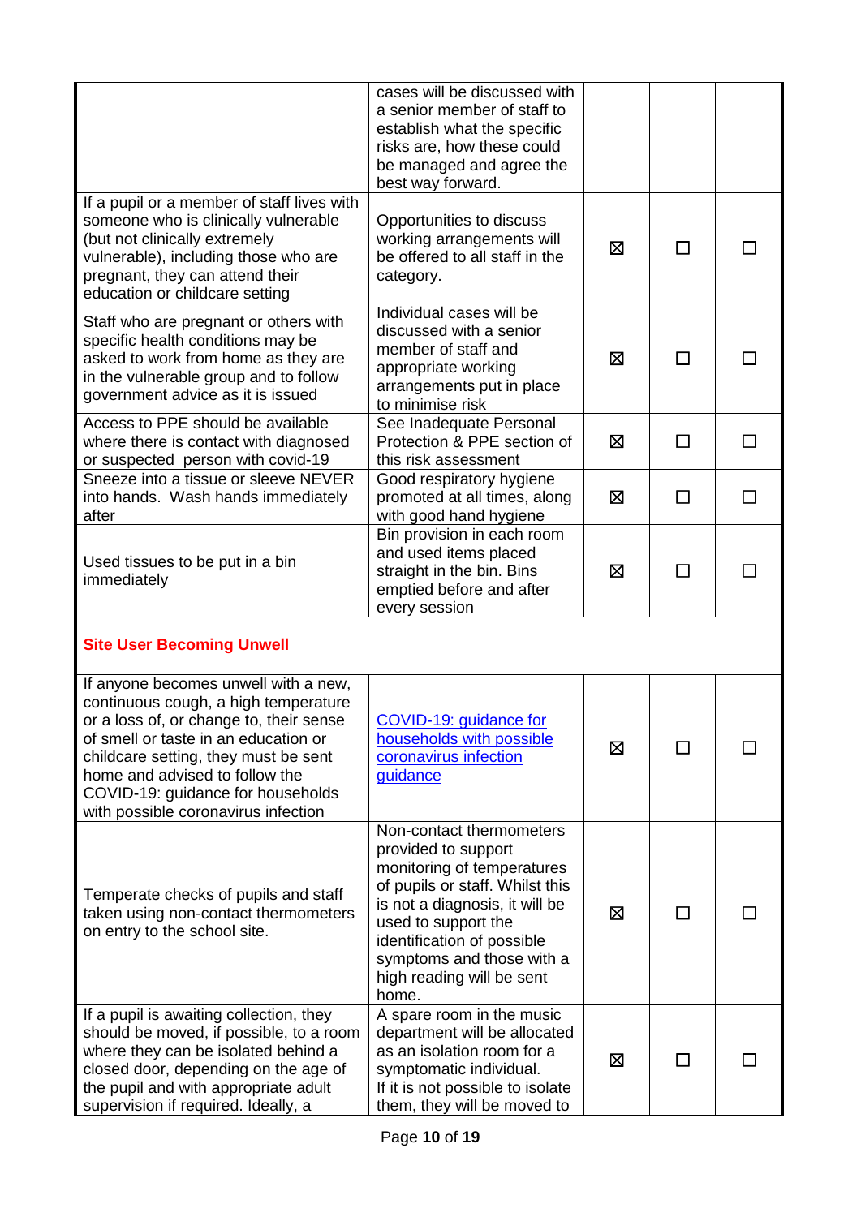| | | | | |
|---|---|---|---|---|
| | cases will be discussed with a senior member of staff to establish what the specific risks are, how these could be managed and agree the best way forward. | | | |
| If a pupil or a member of staff lives with someone who is clinically vulnerable (but not clinically extremely vulnerable), including those who are pregnant, they can attend their education or childcare setting | Opportunities to discuss working arrangements will be offered to all staff in the category. | ☒ | ☐ | ☐ |
| Staff who are pregnant or others with specific health conditions may be asked to work from home as they are in the vulnerable group and to follow government advice as it is issued | Individual cases will be discussed with a senior member of staff and appropriate working arrangements put in place to minimise risk | ☒ | ☐ | ☐ |
| Access to PPE should be available where there is contact with diagnosed or suspected person with covid-19 | See Inadequate Personal Protection & PPE section of this risk assessment | ☒ | ☐ | ☐ |
| Sneeze into a tissue or sleeve NEVER into hands. Wash hands immediately after | Good respiratory hygiene promoted at all times, along with good hand hygiene | ☒ | ☐ | ☐ |
| Used tissues to be put in a bin immediately | Bin provision in each room and used items placed straight in the bin. Bins emptied before and after every session | ☒ | ☐ | ☐ |
| **Site User Becoming Unwell** | | | | |
| If anyone becomes unwell with a new, continuous cough, a high temperature or a loss of, or change to, their sense of smell or taste in an education or childcare setting, they must be sent home and advised to follow the COVID-19: guidance for households with possible coronavirus infection | [COVID-19: guidance for households with possible coronavirus infection guidance]() | ☒ | ☐ | ☐ |
| Temperate checks of pupils and staff taken using non-contact thermometers on entry to the school site. | Non-contact thermometers provided to support monitoring of temperatures of pupils or staff. Whilst this is not a diagnosis, it will be used to support the identification of possible symptoms and those with a high reading will be sent home. | ☒ | ☐ | ☐ |
| If a pupil is awaiting collection, they should be moved, if possible, to a room where they can be isolated behind a closed door, depending on the age of the pupil and with appropriate adult supervision if required. Ideally, a | A spare room in the music department will be allocated as an isolation room for a symptomatic individual. If it is not possible to isolate them, they will be moved to | ☒ | ☐ | ☐ |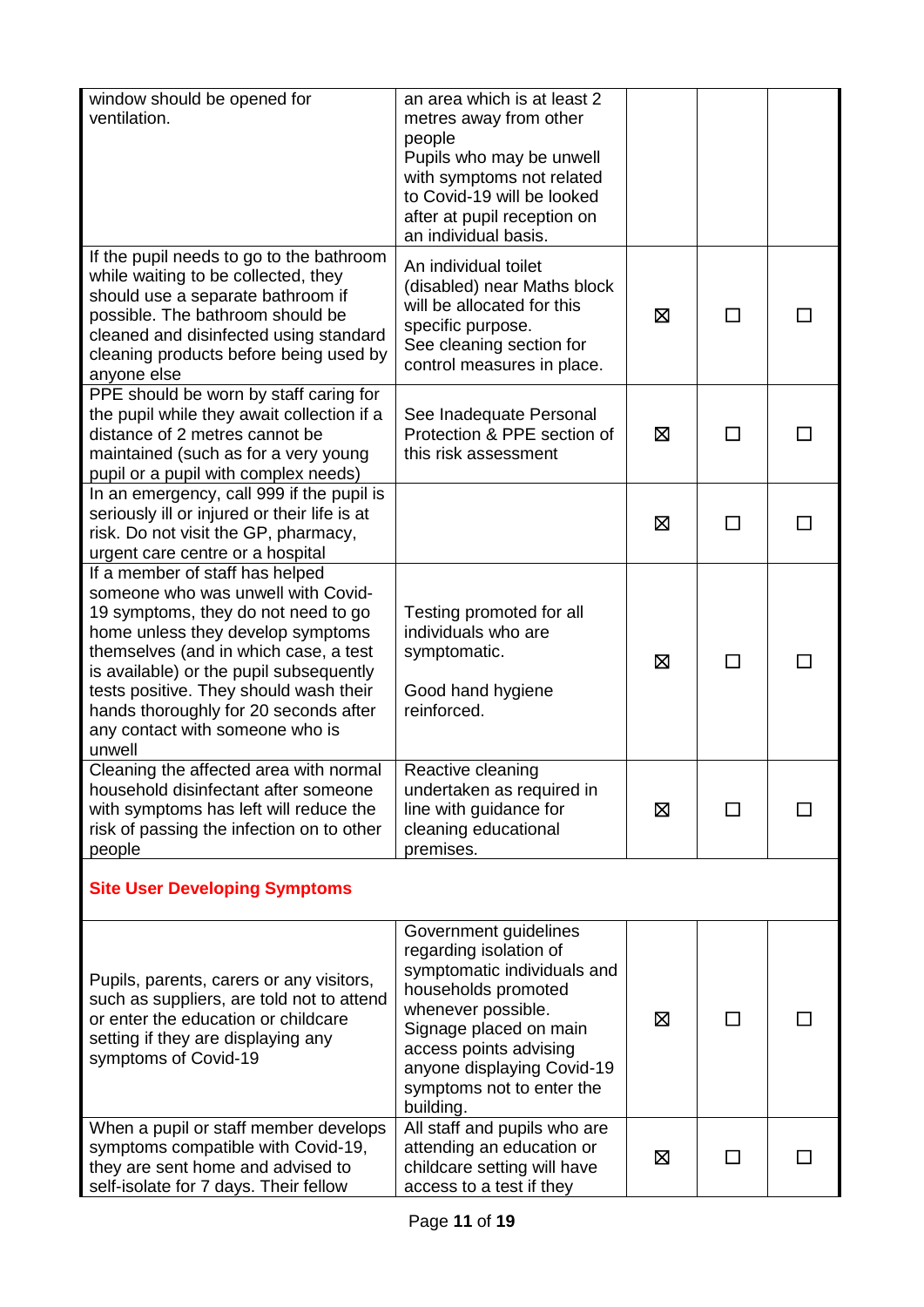| | | | | |
|---|---|---|---|---|
| window should be opened for ventilation. | an area which is at least 2 metres away from other people<br>Pupils who may be unwell with symptoms not related to Covid-19 will be looked after at pupil reception on an individual basis. | | | |
| If the pupil needs to go to the bathroom while waiting to be collected, they should use a separate bathroom if possible. The bathroom should be cleaned and disinfected using standard cleaning products before being used by anyone else | An individual toilet (disabled) near Maths block will be allocated for this specific purpose.<br>See cleaning section for control measures in place. | ☒ | ☐ | ☐ |
| PPE should be worn by staff caring for the pupil while they await collection if a distance of 2 metres cannot be maintained (such as for a very young pupil or a pupil with complex needs) | See Inadequate Personal Protection & PPE section of this risk assessment | ☒ | ☐ | ☐ |
| In an emergency, call 999 if the pupil is seriously ill or injured or their life is at risk. Do not visit the GP, pharmacy, urgent care centre or a hospital | | ☒ | ☐ | ☐ |
| If a member of staff has helped someone who was unwell with Covid-19 symptoms, they do not need to go home unless they develop symptoms themselves (and in which case, a test is available) or the pupil subsequently tests positive. They should wash their hands thoroughly for 20 seconds after any contact with someone who is unwell | Testing promoted for all individuals who are symptomatic.<br><br>Good hand hygiene reinforced. | ☒ | ☐ | ☐ |
| Cleaning the affected area with normal household disinfectant after someone with symptoms has left will reduce the risk of passing the infection on to other people | Reactive cleaning undertaken as required in line with guidance for cleaning educational premises. | ☒ | ☐ | ☐ |
| **Site User Developing Symptoms** | | | | |
| Pupils, parents, carers or any visitors, such as suppliers, are told not to attend or enter the education or childcare setting if they are displaying any symptoms of Covid-19 | Government guidelines regarding isolation of symptomatic individuals and households promoted whenever possible.<br>Signage placed on main access points advising anyone displaying Covid-19 symptoms not to enter the building. | ☒ | ☐ | ☐ |
| When a pupil or staff member develops symptoms compatible with Covid-19, they are sent home and advised to self-isolate for 7 days. Their fellow | All staff and pupils who are attending an education or childcare setting will have access to a test if they | ☒ | ☐ | ☐ |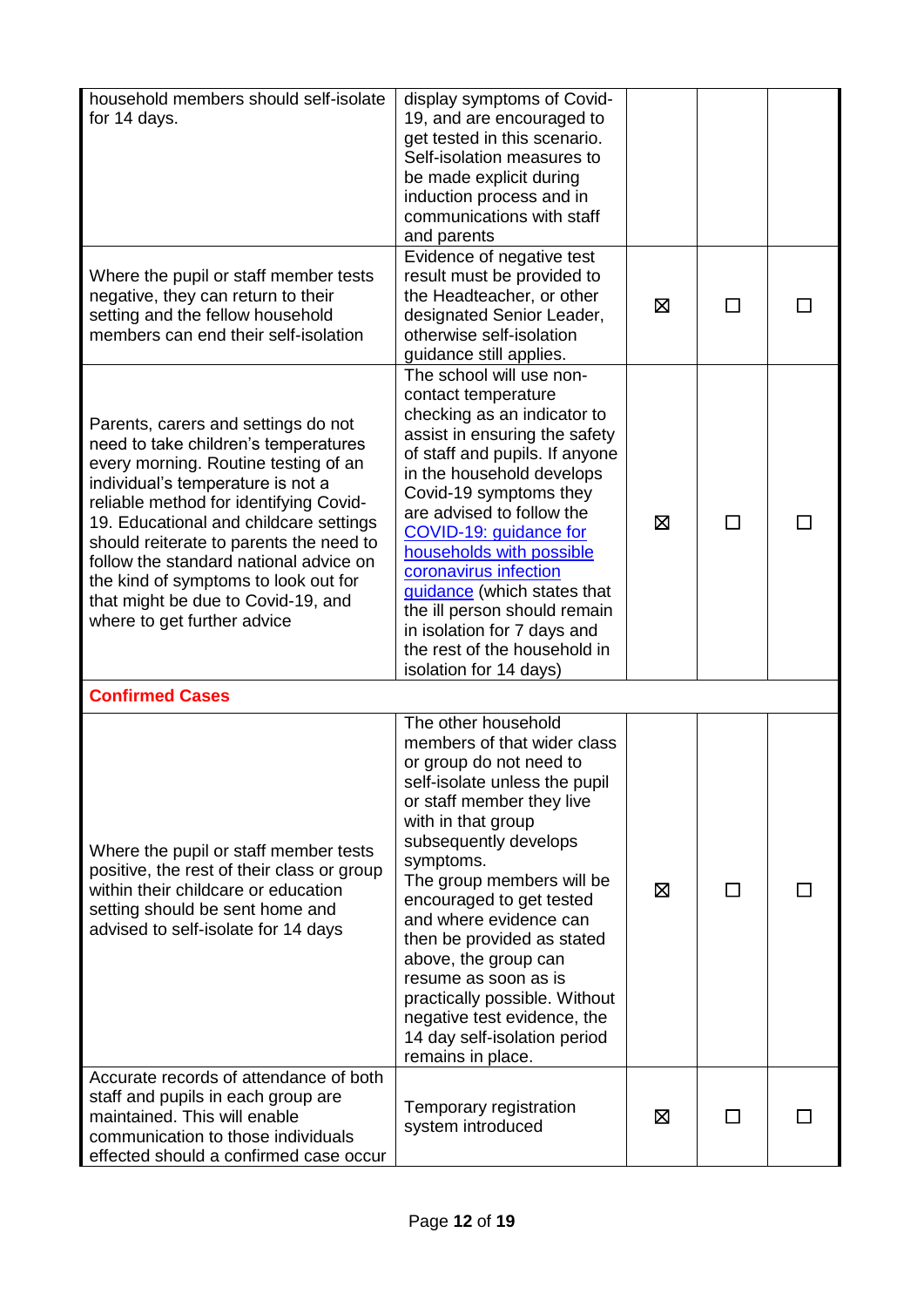| | | | | |
|---|---|---|---|---|
| household members should self-isolate for 14 days. | display symptoms of Covid-19, and are encouraged to get tested in this scenario. Self-isolation measures to be made explicit during induction process and in communications with staff and parents | | | |
| Where the pupil or staff member tests negative, they can return to their setting and the fellow household members can end their self-isolation | Evidence of negative test result must be provided to the Headteacher, or other designated Senior Leader, otherwise self-isolation guidance still applies. | ☒ | ☐ | ☐ |
| Parents, carers and settings do not need to take children's temperatures every morning. Routine testing of an individual's temperature is not a reliable method for identifying Covid-19. Educational and childcare settings should reiterate to parents the need to follow the standard national advice on the kind of symptoms to look out for that might be due to Covid-19, and where to get further advice | The school will use non-contact temperature checking as an indicator to assist in ensuring the safety of staff and pupils. If anyone in the household develops Covid-19 symptoms they are advised to follow the [COVID-19: guidance for households with possible coronavirus infection guidance]() (which states that the ill person should remain in isolation for 7 days and the rest of the household in isolation for 14 days) | ☒ | ☐ | ☐ |
| **Confirmed Cases** | | | | |
| Where the pupil or staff member tests positive, the rest of their class or group within their childcare or education setting should be sent home and advised to self-isolate for 14 days | The other household members of that wider class or group do not need to self-isolate unless the pupil or staff member they live with in that group subsequently develops symptoms. The group members will be encouraged to get tested and where evidence can then be provided as stated above, the group can resume as soon as is practically possible. Without negative test evidence, the 14 day self-isolation period remains in place. | ☒ | ☐ | ☐ |
| Accurate records of attendance of both staff and pupils in each group are maintained. This will enable communication to those individuals effected should a confirmed case occur | Temporary registration system introduced | ☒ | ☐ | ☐ |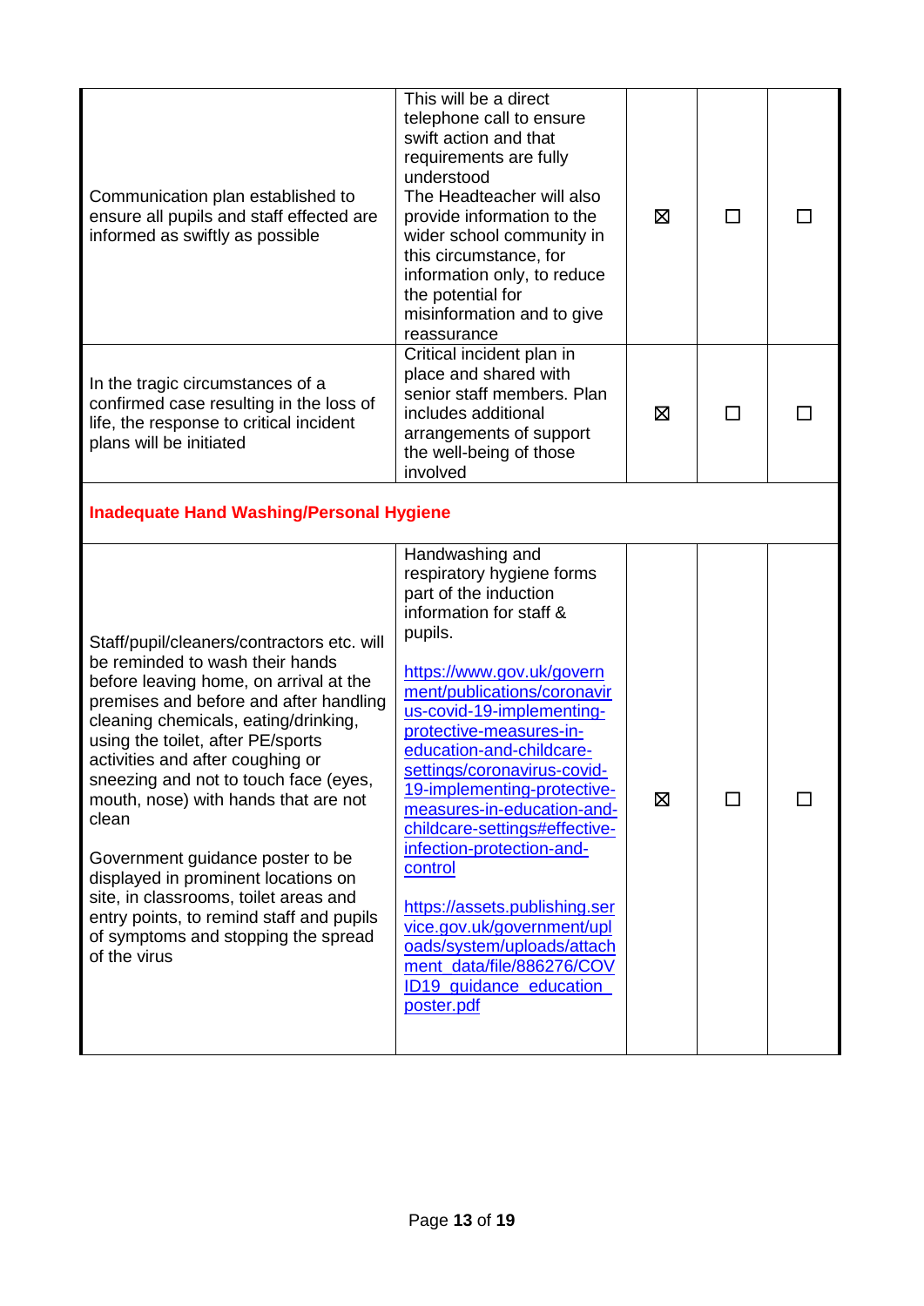| | | | | |
|---|---|---|---|---|
| Communication plan established to ensure all pupils and staff effected are informed as swiftly as possible | This will be a direct telephone call to ensure swift action and that requirements are fully understood<br>The Headteacher will also provide information to the wider school community in this circumstance, for information only, to reduce the potential for misinformation and to give reassurance | ☒ | ☐ | ☐ |
| In the tragic circumstances of a confirmed case resulting in the loss of life, the response to critical incident plans will be initiated | Critical incident plan in place and shared with senior staff members. Plan includes additional arrangements of support the well-being of those involved | ☒ | ☐ | ☐ |
| **Inadequate Hand Washing/Personal Hygiene** | | | | |
| Staff/pupil/cleaners/contractors etc. will be reminded to wash their hands before leaving home, on arrival at the premises and before and after handling cleaning chemicals, eating/drinking, using the toilet, after PE/sports activities and after coughing or sneezing and not to touch face (eyes, mouth, nose) with hands that are not clean<br><br>Government guidance poster to be displayed in prominent locations on site, in classrooms, toilet areas and entry points, to remind staff and pupils of symptoms and stopping the spread of the virus | Handwashing and respiratory hygiene forms part of the induction information for staff & pupils.<br><br>https://www.gov.uk/government/publications/coronavirus-covid-19-implementing-protective-measures-in-education-and-childcare-settings/coronavirus-covid-19-implementing-protective-measures-in-education-and-childcare-settings#effective-infection-protection-and-control<br><br>https://assets.publishing.service.gov.uk/government/uploads/system/uploads/attachment_data/file/886276/COVID19_guidance_education_poster.pdf | ☒ | ☐ | ☐ |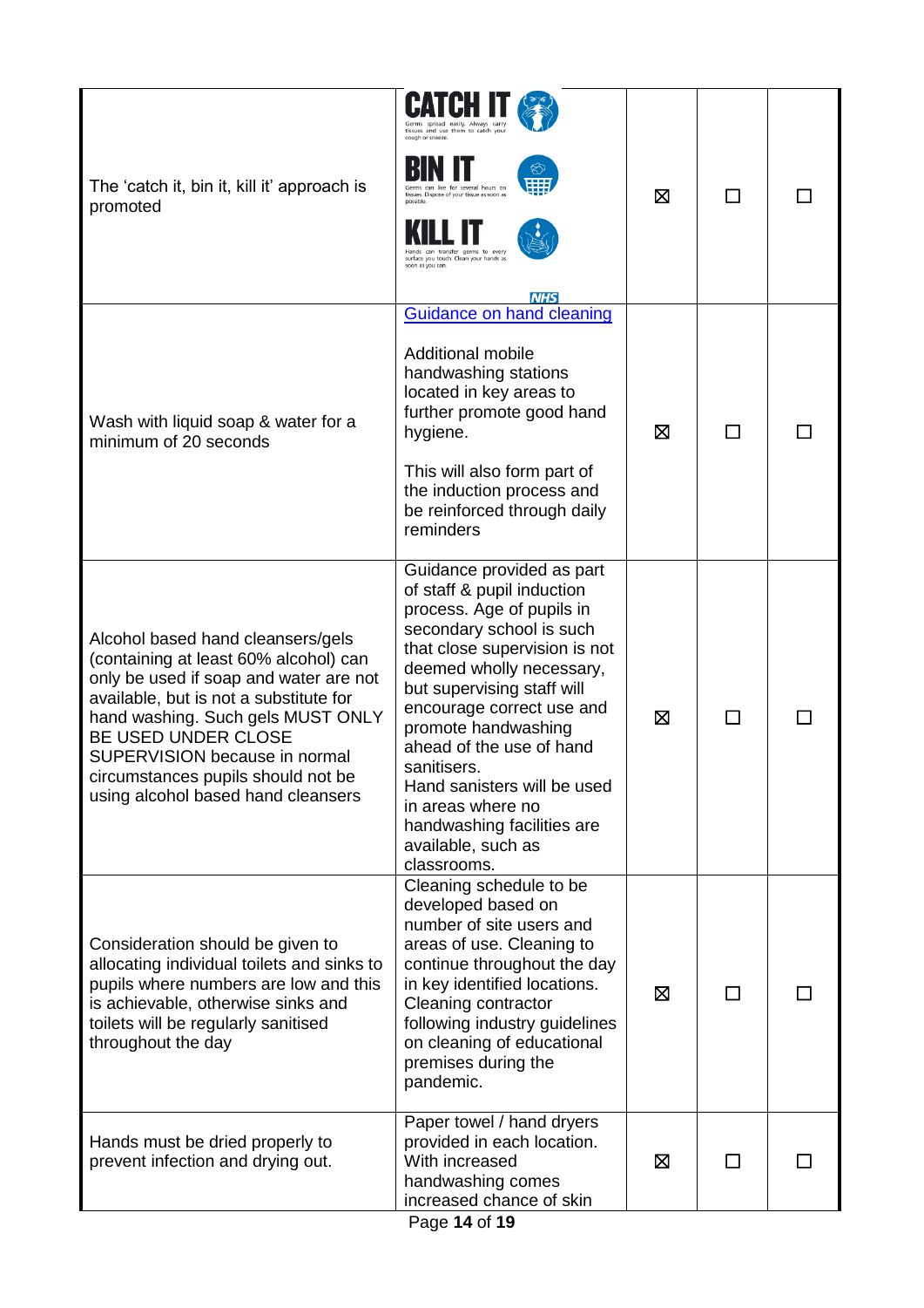| | | | | |
|---|---|---|---|---|
| The 'catch it, bin it, kill it' approach is promoted | **CATCH IT** Germs spread easily. Always carry tissues and use them to catch your cough or sneeze. **BIN IT** Germs can live for several hours on tissues. Dispose of your tissue as soon as possible. **KILL IT** Hands can transfer germs to every surface you touch. Clean your hands as soon as you can. NHS | ☒ | ☐ | ☐ |
| Wash with liquid soap & water for a minimum of 20 seconds | [Guidance on hand cleaning](#)<br><br>Additional mobile handwashing stations located in key areas to further promote good hand hygiene.<br><br>This will also form part of the induction process and be reinforced through daily reminders | ☒ | ☐ | ☐ |
| Alcohol based hand cleansers/gels (containing at least 60% alcohol) can only be used if soap and water are not available, but is not a substitute for hand washing. Such gels MUST ONLY BE USED UNDER CLOSE SUPERVISION because in normal circumstances pupils should not be using alcohol based hand cleansers | Guidance provided as part of staff & pupil induction process. Age of pupils in secondary school is such that close supervision is not deemed wholly necessary, but supervising staff will encourage correct use and promote handwashing ahead of the use of hand sanitisers.<br>Hand sanisters will be used in areas where no handwashing facilities are available, such as classrooms. | ☒ | ☐ | ☐ |
| Consideration should be given to allocating individual toilets and sinks to pupils where numbers are low and this is achievable, otherwise sinks and toilets will be regularly sanitised throughout the day | Cleaning schedule to be developed based on number of site users and areas of use. Cleaning to continue throughout the day in key identified locations. Cleaning contractor following industry guidelines on cleaning of educational premises during the pandemic. | ☒ | ☐ | ☐ |
| Hands must be dried properly to prevent infection and drying out. | Paper towel / hand dryers provided in each location. With increased handwashing comes increased chance of skin | ☒ | ☐ | ☐ |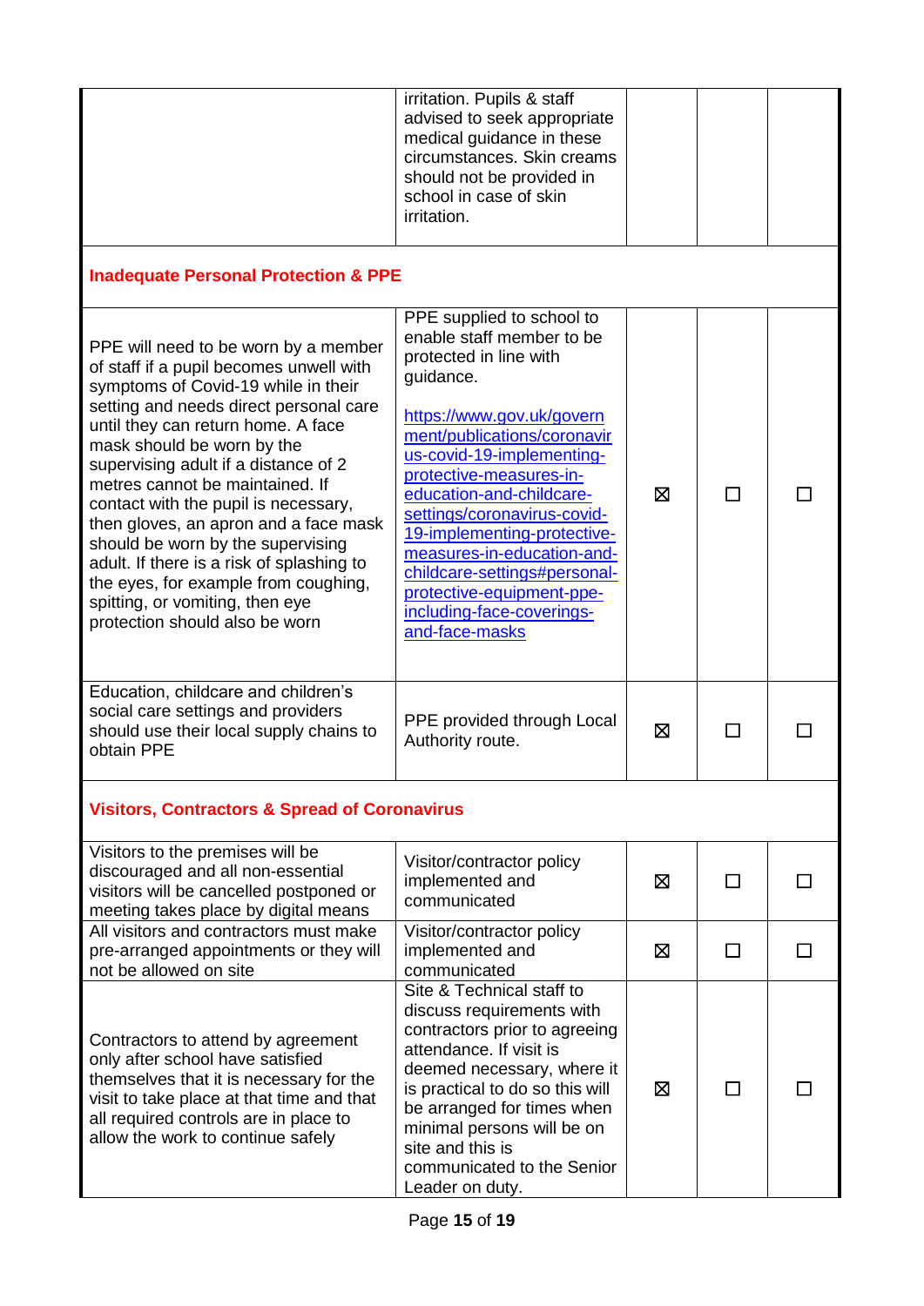| | | | | |
|---|---|---|---|---|
| | irritation. Pupils & staff advised to seek appropriate medical guidance in these circumstances. Skin creams should not be provided in school in case of skin irritation. | | | |
| **Inadequate Personal Protection & PPE** | | | | |
| PPE will need to be worn by a member of staff if a pupil becomes unwell with symptoms of Covid-19 while in their setting and needs direct personal care until they can return home. A face mask should be worn by the supervising adult if a distance of 2 metres cannot be maintained. If contact with the pupil is necessary, then gloves, an apron and a face mask should be worn by the supervising adult. If there is a risk of splashing to the eyes, for example from coughing, spitting, or vomiting, then eye protection should also be worn | PPE supplied to school to enable staff member to be protected in line with guidance. [https://www.gov.uk/government/publications/coronavirus-covid-19-implementing-protective-measures-in-education-and-childcare-settings/coronavirus-covid-19-implementing-protective-measures-in-education-and-childcare-settings#personal-protective-equipment-ppe-including-face-coverings-and-face-masks](https://www.gov.uk/government/publications/coronavirus-covid-19-implementing-protective-measures-in-education-and-childcare-settings/coronavirus-covid-19-implementing-protective-measures-in-education-and-childcare-settings#personal-protective-equipment-ppe-including-face-coverings-and-face-masks) | ☒ | ☐ | ☐ |
| Education, childcare and children's social care settings and providers should use their local supply chains to obtain PPE | PPE provided through Local Authority route. | ☒ | ☐ | ☐ |
| **Visitors, Contractors & Spread of Coronavirus** | | | | |
| Visitors to the premises will be discouraged and all non-essential visitors will be cancelled postponed or meeting takes place by digital means | Visitor/contractor policy implemented and communicated | ☒ | ☐ | ☐ |
| All visitors and contractors must make pre-arranged appointments or they will not be allowed on site | Visitor/contractor policy implemented and communicated | ☒ | ☐ | ☐ |
| Contractors to attend by agreement only after school have satisfied themselves that it is necessary for the visit to take place at that time and that all required controls are in place to allow the work to continue safely | Site & Technical staff to discuss requirements with contractors prior to agreeing attendance. If visit is deemed necessary, where it is practical to do so this will be arranged for times when minimal persons will be on site and this is communicated to the Senior Leader on duty. | ☒ | ☐ | ☐ |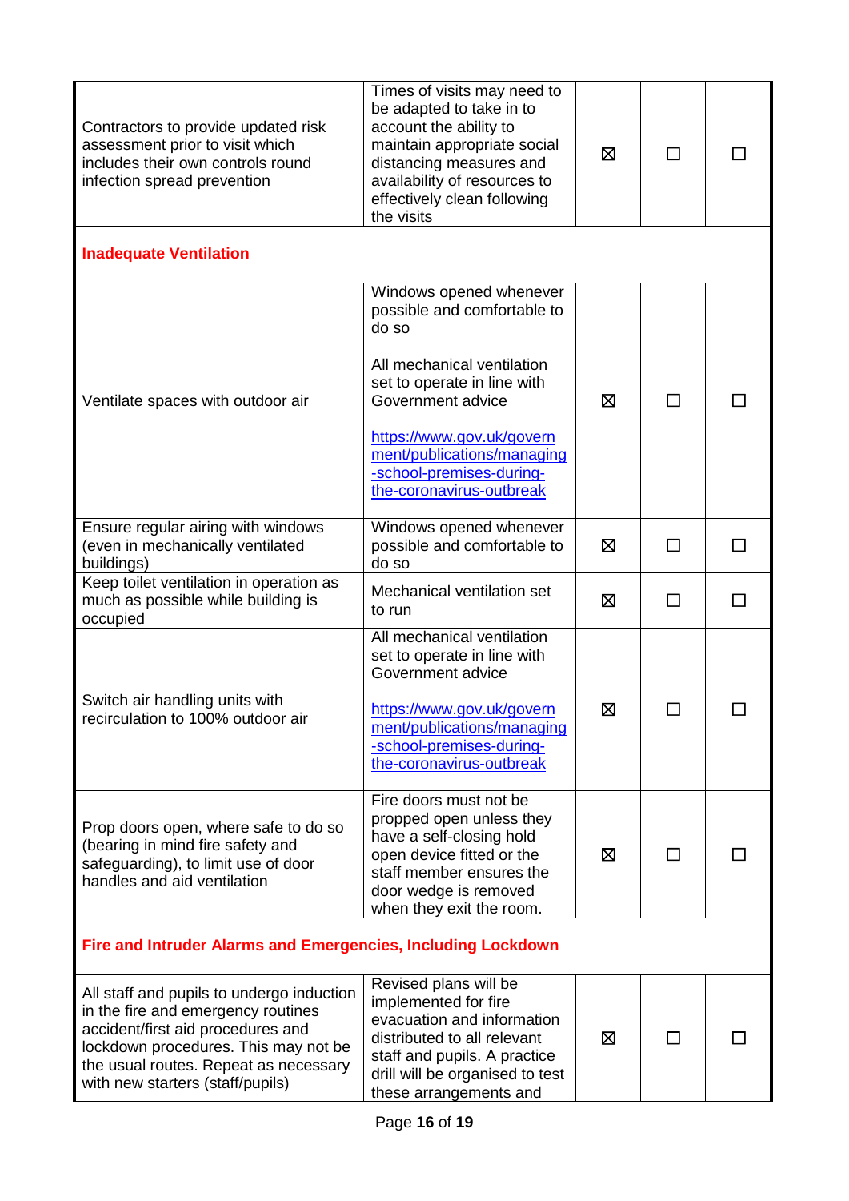| | | | | |
|---|---|---|---|---|
| Contractors to provide updated risk assessment prior to visit which includes their own controls round infection spread prevention | Times of visits may need to be adapted to take in to account the ability to maintain appropriate social distancing measures and availability of resources to effectively clean following the visits | ☒ | ☐ | ☐ |
| **Inadequate Ventilation** | | | | |
| Ventilate spaces with outdoor air | Windows opened whenever possible and comfortable to do so<br><br>All mechanical ventilation set to operate in line with Government advice<br><br>[https://www.gov.uk/government/publications/managing-school-premises-during-the-coronavirus-outbreak](https://www.gov.uk/government/publications/managing-school-premises-during-the-coronavirus-outbreak) | ☒ | ☐ | ☐ |
| Ensure regular airing with windows (even in mechanically ventilated buildings) | Windows opened whenever possible and comfortable to do so | ☒ | ☐ | ☐ |
| Keep toilet ventilation in operation as much as possible while building is occupied | Mechanical ventilation set to run | ☒ | ☐ | ☐ |
| Switch air handling units with recirculation to 100% outdoor air | All mechanical ventilation set to operate in line with Government advice<br><br>[https://www.gov.uk/government/publications/managing-school-premises-during-the-coronavirus-outbreak](https://www.gov.uk/government/publications/managing-school-premises-during-the-coronavirus-outbreak) | ☒ | ☐ | ☐ |
| Prop doors open, where safe to do so (bearing in mind fire safety and safeguarding), to limit use of door handles and aid ventilation | Fire doors must not be propped open unless they have a self-closing hold open device fitted or the staff member ensures the door wedge is removed when they exit the room. | ☒ | ☐ | ☐ |
| **Fire and Intruder Alarms and Emergencies, Including Lockdown** | | | | |
| All staff and pupils to undergo induction in the fire and emergency routines accident/first aid procedures and lockdown procedures. This may not be the usual routes. Repeat as necessary with new starters (staff/pupils) | Revised plans will be implemented for fire evacuation and information distributed to all relevant staff and pupils. A practice drill will be organised to test these arrangements and | ☒ | ☐ | ☐ |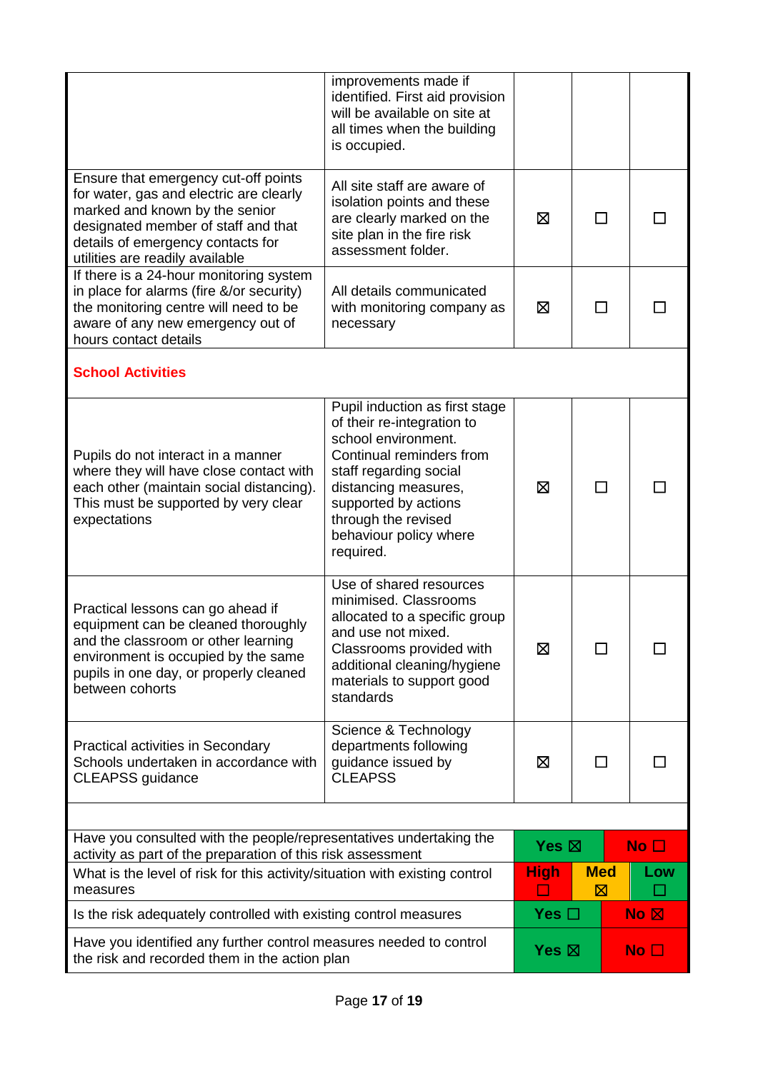| | | | | |
|---|---|---|---|---|
| | improvements made if identified. First aid provision will be available on site at all times when the building is occupied. | | | |
| Ensure that emergency cut-off points for water, gas and electric are clearly marked and known by the senior designated member of staff and that details of emergency contacts for utilities are readily available | All site staff are aware of isolation points and these are clearly marked on the site plan in the fire risk assessment folder. | ☒ | ☐ | ☐ |
| If there is a 24-hour monitoring system in place for alarms (fire &/or security) the monitoring centre will need to be aware of any new emergency out of hours contact details | All details communicated with monitoring company as necessary | ☒ | ☐ | ☐ |
| **School Activities** | | | | |
| Pupils do not interact in a manner where they will have close contact with each other (maintain social distancing). This must be supported by very clear expectations | Pupil induction as first stage of their re-integration to school environment. Continual reminders from staff regarding social distancing measures, supported by actions through the revised behaviour policy where required. | ☒ | ☐ | ☐ |
| Practical lessons can go ahead if equipment can be cleaned thoroughly and the classroom or other learning environment is occupied by the same pupils in one day, or properly cleaned between cohorts | Use of shared resources minimised. Classrooms allocated to a specific group and use not mixed. Classrooms provided with additional cleaning/hygiene materials to support good standards | ☒ | ☐ | ☐ |
| Practical activities in Secondary Schools undertaken in accordance with CLEAPSS guidance | Science & Technology departments following guidance issued by CLEAPSS | ☒ | ☐ | ☐ |

| | | | |
|---|---|---|---|
| Have you consulted with the people/representatives undertaking the activity as part of the preparation of this risk assessment | Yes ☒ | | No ☐ |
| What is the level of risk for this activity/situation with existing control measures | High ☐ | Med ☒ | Low ☐ |
| Is the risk adequately controlled with existing control measures | Yes ☐ | | No ☒ |
| Have you identified any further control measures needed to control the risk and recorded them in the action plan | Yes ☒ | | No ☐ |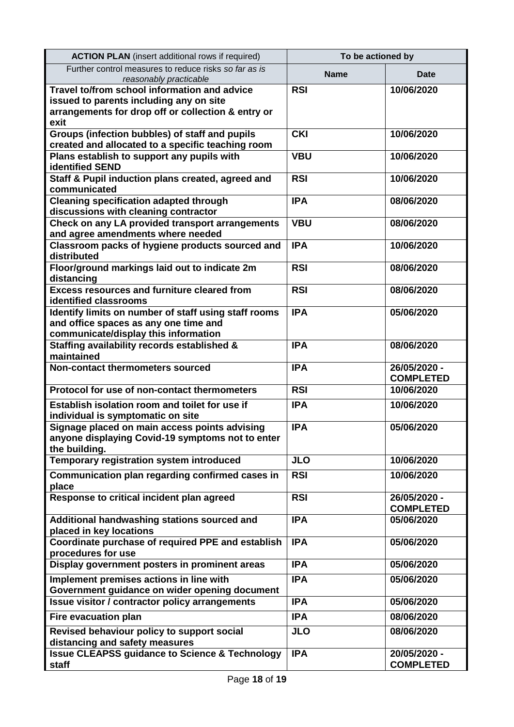| **ACTION PLAN** (insert additional rows if required) | To be actioned by | |
|---|---|---|
| Further control measures to reduce risks *so far as is reasonably practicable* | **Name** | **Date** |
| **Travel to/from school information and advice issued to parents including any on site arrangements for drop off or collection & entry or exit** | **RSI** | **10/06/2020** |
| **Groups (infection bubbles) of staff and pupils created and allocated to a specific teaching room** | **CKI** | **10/06/2020** |
| **Plans establish to support any pupils with identified SEND** | **VBU** | **10/06/2020** |
| **Staff & Pupil induction plans created, agreed and communicated** | **RSI** | **10/06/2020** |
| **Cleaning specification adapted through discussions with cleaning contractor** | **IPA** | **08/06/2020** |
| **Check on any LA provided transport arrangements and agree amendments where needed** | **VBU** | **08/06/2020** |
| **Classroom packs of hygiene products sourced and distributed** | **IPA** | **10/06/2020** |
| **Floor/ground markings laid out to indicate 2m distancing** | **RSI** | **08/06/2020** |
| **Excess resources and furniture cleared from identified classrooms** | **RSI** | **08/06/2020** |
| **Identify limits on number of staff using staff rooms and office spaces as any one time and communicate/display this information** | **IPA** | **05/06/2020** |
| **Staffing availability records established & maintained** | **IPA** | **08/06/2020** |
| **Non-contact thermometers sourced** | **IPA** | **26/05/2020 - COMPLETED** |
| **Protocol for use of non-contact thermometers** | **RSI** | **10/06/2020** |
| **Establish isolation room and toilet for use if individual is symptomatic on site** | **IPA** | **10/06/2020** |
| **Signage placed on main access points advising anyone displaying Covid-19 symptoms not to enter the building.** | **IPA** | **05/06/2020** |
| **Temporary registration system introduced** | **JLO** | **10/06/2020** |
| **Communication plan regarding confirmed cases in place** | **RSI** | **10/06/2020** |
| **Response to critical incident plan agreed** | **RSI** | **26/05/2020 - COMPLETED** |
| **Additional handwashing stations sourced and placed in key locations** | **IPA** | **05/06/2020** |
| **Coordinate purchase of required PPE and establish procedures for use** | **IPA** | **05/06/2020** |
| **Display government posters in prominent areas** | **IPA** | **05/06/2020** |
| **Implement premises actions in line with Government guidance on wider opening document** | **IPA** | **05/06/2020** |
| **Issue visitor / contractor policy arrangements** | **IPA** | **05/06/2020** |
| **Fire evacuation plan** | **IPA** | **08/06/2020** |
| **Revised behaviour policy to support social distancing and safety measures** | **JLO** | **08/06/2020** |
| **Issue CLEAPSS guidance to Science & Technology staff** | **IPA** | **20/05/2020 - COMPLETED** |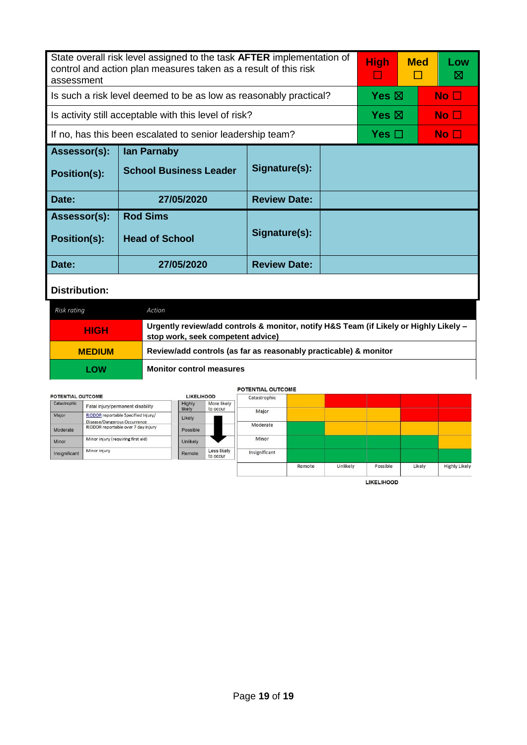| | | | |
|---|---|---|---|
| State overall risk level assigned to the task **AFTER** implementation of control and action plan measures taken as a result of this risk assessment | **High** ☐ | **Med** ☐ | **Low** ☒ |
| Is such a risk level deemed to be as low as reasonably practical? | **Yes** ☒ | | **No** ☐ |
| Is activity still acceptable with this level of risk? | **Yes** ☒ | | **No** ☐ |
| If no, has this been escalated to senior leadership team? | **Yes** ☐ | | **No** ☐ |

| | | | |
|---|---|---|---|
| **Assessor(s):** | **Ian Parnaby** | **Signature(s):** | |
| **Position(s):** | **School Business Leader** | | |
| **Date:** | **27/05/2020** | **Review Date:** | |
| **Assessor(s):** | **Rod Sims** | **Signature(s):** | |
| **Position(s):** | **Head of School** | | |
| **Date:** | **27/05/2020** | **Review Date:** | |

**Distribution:**

| *Risk rating* | *Action* |
|---|---|
| **HIGH** | **Urgently review/add controls & monitor, notify H&S Team (if Likely or Highly Likely – stop work, seek competent advice)** |
| **MEDIUM** | **Review/add controls (as far as reasonably practicable) & monitor** |
| **LOW** | **Monitor control measures** |

POTENTIAL OUTCOME

| | |
|---|---|
| Catastrophic | Fatal injury/permanent disability |
| Major | RIDDOR reportable Specified Injury/ Disease/Dangerous Occurrence |
| Moderate | RIDDOR reportable over 7 day injury |
| Minor | Minor injury (requiring first aid) |
| Insignificant | Minor injury |

LIKELIHOOD

| | |
|---|---|
| Highly likely | More likely to occur |
| Likely | |
| Possible | |
| Unlikely | |
| Remote | Less likely to occur |

POTENTIAL OUTCOME

| | Remote | Unlikely | Possible | Likely | Highly Likely |
|---|---|---|---|---|---|
| Catastrophic | Medium | High | High | High | High |
| Major | Medium | Medium | Medium | High | High |
| Moderate | Low | Medium | Medium | Medium | Medium |
| Minor | Low | Low | Low | Low | Medium |
| Insignificant | Low | Low | Low | Low | Low |

LIKELIHOOD